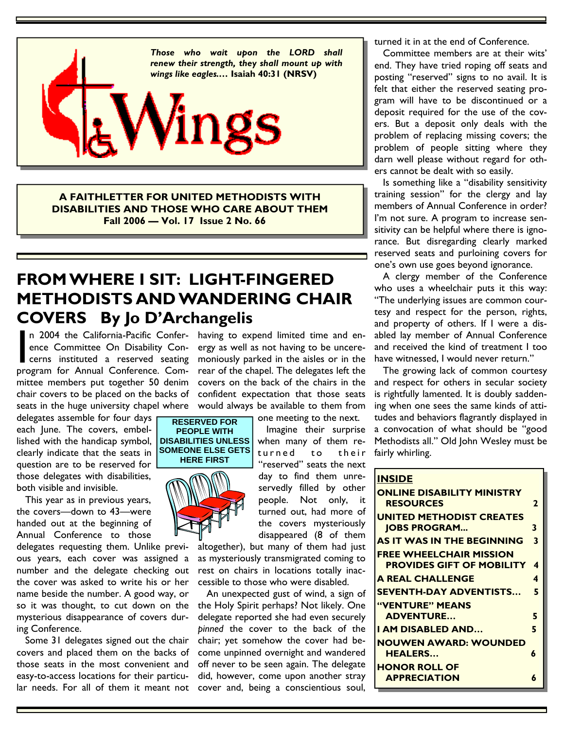*Those who wait upon the LORD shall renew their strength, they shall mount up with wings like eagles....* **Isaiah 40:31 (NRSV)**

# Wings

**A FAITHLETTER FOR UNITED METHODISTS WITH DISABILITIES AND THOSE WHO CARE ABOUT THEM**
**Fall 2006 — Vol. 17 Issue 2 No. 66**

## FROM WHERE I SIT: LIGHT-FINGERED METHODISTS AND WANDERING CHAIR COVERS By Jo D'Archangelis

In 2004 the California-Pacific Conference Committee On Disability Concerns instituted a reserved seating program for Annual Conference. Committee members put together 50 denim chair covers to be placed on the backs of seats in the huge university chapel where delegates assemble for four days each June. The covers, embellished with the handicap symbol, clearly indicate that the seats in question are to be reserved for those delegates with disabilities, both visible and invisible.

This year as in previous years, the covers—down to 43—were handed out at the beginning of Annual Conference to those delegates requesting them. Unlike previous years, each cover was assigned a number and the delegate checking out the cover was asked to write his or her name beside the number. A good way, or so it was thought, to cut down on the mysterious disappearance of covers during Conference.

Some 31 delegates signed out the chair covers and placed them on the backs of those seats in the most convenient and easy-to-access locations for their particular needs. For all of them it meant not having to expend limited time and energy as well as not having to be unceremoniously parked in the aisles or in the rear of the chapel. The delegates left the covers on the back of the chairs in the confident expectation that those seats would always be available to them from one meeting to the next.

**RESERVED FOR PEOPLE WITH DISABILITIES UNLESS SOMEONE ELSE GETS HERE FIRST**

Imagine their surprise when many of them returned to their "reserved" seats the next day to find them unreservedly filled by other people. Not only, it turned out, had more of the covers mysteriously disappeared (8 of them altogether), but many of them had just as mysteriously transmigrated coming to rest on chairs in locations totally inaccessible to those who were disabled.

An unexpected gust of wind, a sign of the Holy Spirit perhaps? Not likely. One delegate reported she had even securely *pinned* the cover to the back of the chair; yet somehow the cover had become unpinned overnight and wandered off never to be seen again. The delegate did, however, come upon another stray cover and, being a conscientious soul, turned it in at the end of Conference.

Committee members are at their wits' end. They have tried roping off seats and posting "reserved" signs to no avail. It is felt that either the reserved seating program will have to be discontinued or a deposit required for the use of the covers. But a deposit only deals with the problem of replacing missing covers; the problem of people sitting where they darn well please without regard for others cannot be dealt with so easily.

Is something like a "disability sensitivity training session" for the clergy and lay members of Annual Conference in order? I'm not sure. A program to increase sensitivity can be helpful where there is ignorance. But disregarding clearly marked reserved seats and purloining covers for one's own use goes beyond ignorance.

A clergy member of the Conference who uses a wheelchair puts it this way: "The underlying issues are common courtesy and respect for the person, rights, and property of others. If I were a disabled lay member of Annual Conference and received the kind of treatment I too have witnessed, I would never return."

The growing lack of common courtesy and respect for others in secular society is rightfully lamented. It is doubly saddening when one sees the same kinds of attitudes and behaviors flagrantly displayed in a convocation of what should be "good Methodists all." Old John Wesley must be fairly whirling.

| INSIDE | |
|---|---|
| ONLINE DISABILITY MINISTRY RESOURCES | 2 |
| UNITED METHODIST CREATES JOBS PROGRAM... | 3 |
| AS IT WAS IN THE BEGINNING | 3 |
| FREE WHEELCHAIR MISSION PROVIDES GIFT OF MOBILITY | 4 |
| A REAL CHALLENGE | 4 |
| SEVENTH-DAY ADVENTISTS… | 5 |
| "VENTURE" MEANS ADVENTURE… | 5 |
| I AM DISABLED AND… | 5 |
| NOUWEN AWARD: WOUNDED HEALERS… | 6 |
| HONOR ROLL OF APPRECIATION | 6 |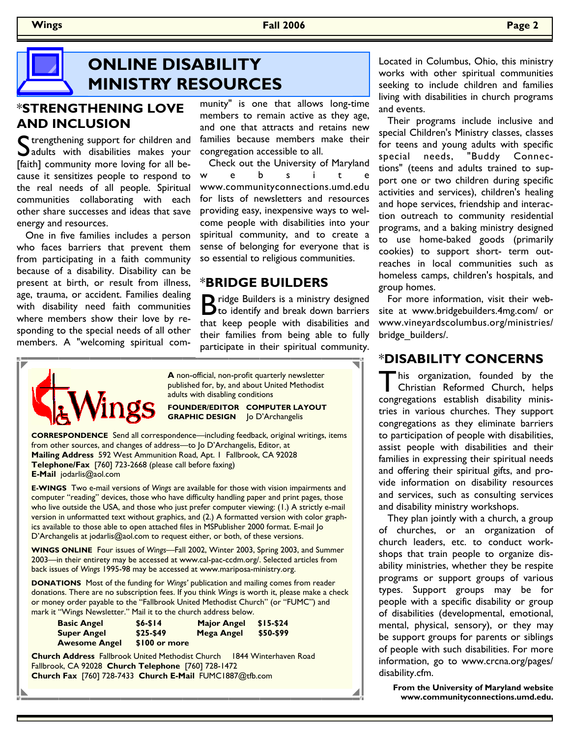# ONLINE DISABILITY MINISTRY RESOURCES

## *STRENGTHENING LOVE AND INCLUSION

Strengthening support for children and adults with disabilities makes your [faith] community more loving for all because it sensitizes people to respond to the real needs of all people. Spiritual communities collaborating with each other share successes and ideas that save energy and resources.

One in five families includes a person who faces barriers that prevent them from participating in a faith community because of a disability. Disability can be present at birth, or result from illness, age, trauma, or accident. Families dealing with disability need faith communities where members show their love by responding to the special needs of all other members. A "welcoming spiritual community" is one that allows long-time members to remain active as they age, and one that attracts and retains new families because members make their congregation accessible to all.

Check out the University of Maryland website www.communityconnections.umd.edu for lists of newsletters and resources providing easy, inexpensive ways to welcome people with disabilities into your spiritual community, and to create a sense of belonging for everyone that is so essential to religious communities.

## *BRIDGE BUILDERS

Bridge Builders is a ministry designed to identify and break down barriers that keep people with disabilities and their families from being able to fully participate in their spiritual community. Located in Columbus, Ohio, this ministry works with other spiritual communities seeking to include children and families living with disabilities in church programs and events.

Their programs include inclusive and special Children's Ministry classes, classes for teens and young adults with specific special needs, "Buddy Connections" (teens and adults trained to support one or two children during specific activities and services), children's healing and hope services, friendship and interaction outreach to community residential programs, and a baking ministry designed to use home-baked goods (primarily cookies) to support short- term outreaches in local communities such as homeless camps, children's hospitals, and group homes.

For more information, visit their website at www.bridgebuilders.4mg.com/ or www.vineyardscolumbus.org/ministries/bridge_builders/.

## *DISABILITY CONCERNS

This organization, founded by the Christian Reformed Church, helps congregations establish disability ministries in various churches. They support congregations as they eliminate barriers to participation of people with disabilities, assist people with disabilities and their families in expressing their spiritual needs and offering their spiritual gifts, and provide information on disability resources and services, such as consulting services and disability ministry workshops.

They plan jointly with a church, a group of churches, or an organization of church leaders, etc. to conduct workshops that train people to organize disability ministries, whether they be respite programs or support groups of various types. Support groups may be for people with a specific disability or group of disabilities (developmental, emotional, mental, physical, sensory), or they may be support groups for parents or siblings of people with such disabilities. For more information, go to www.crcna.org/pages/disability.cfm.

**From the University of Maryland website www.communityconnections.umd.edu.**

---

**Wings**

**A** non-official, non-profit quarterly newsletter published for, by, and about United Methodist adults with disabling conditions

**FOUNDER/EDITOR COMPUTER LAYOUT GRAPHIC DESIGN** Jo D'Archangelis

**CORRESPONDENCE** Send all correspondence—including feedback, original writings, items from other sources, and changes of address—to Jo D'Archangelis, Editor, at
**Mailing Address** 592 West Ammunition Road, Apt. 1 Fallbrook, CA 92028
**Telephone/Fax** [760] 723-2668 (please call before faxing)
**E-Mail** jodarlis@aol.com

**E-WINGS** Two e-mail versions of *Wings* are available for those with vision impairments and computer "reading" devices, those who have difficulty handling paper and print pages, those who live outside the USA, and those who just prefer computer viewing: (1.) A strictly e-mail version in unformatted text without graphics, and (2.) A formatted version with color graphics available to those able to open attached files in MSPublisher 2000 format. E-mail Jo D'Archangelis at jodarlis@aol.com to request either, or both, of these versions.

**WINGS ONLINE** Four issues of *Wings*—Fall 2002, Winter 2003, Spring 2003, and Summer 2003—in their entirety may be accessed at www.cal-pac-ccdm.org/. Selected articles from back issues of *Wings* 1995-98 may be accessed at www.mariposa-ministry.org.

**DONATIONS** Most of the funding for *Wings'* publication and mailing comes from reader donations. There are no subscription fees. If you think *Wings* is worth it, please make a check or money order payable to the "Fallbrook United Methodist Church" (or "FUMC") and mark it "Wings Newsletter." Mail it to the church address below.

| | | | |
|---|---|---|---|
| **Basic Angel** | **$6-$14** | **Major Angel** | **$15-$24** |
| **Super Angel** | **$25-$49** | **Mega Angel** | **$50-$99** |
| **Awesome Angel** | **$100 or more** | | |

**Church Address** Fallbrook United Methodist Church 1844 Winterhaven Road Fallbrook, CA 92028 **Church Telephone** [760] 728-1472
**Church Fax** [760] 728-7433 **Church E-Mail** FUMC1887@tfb.com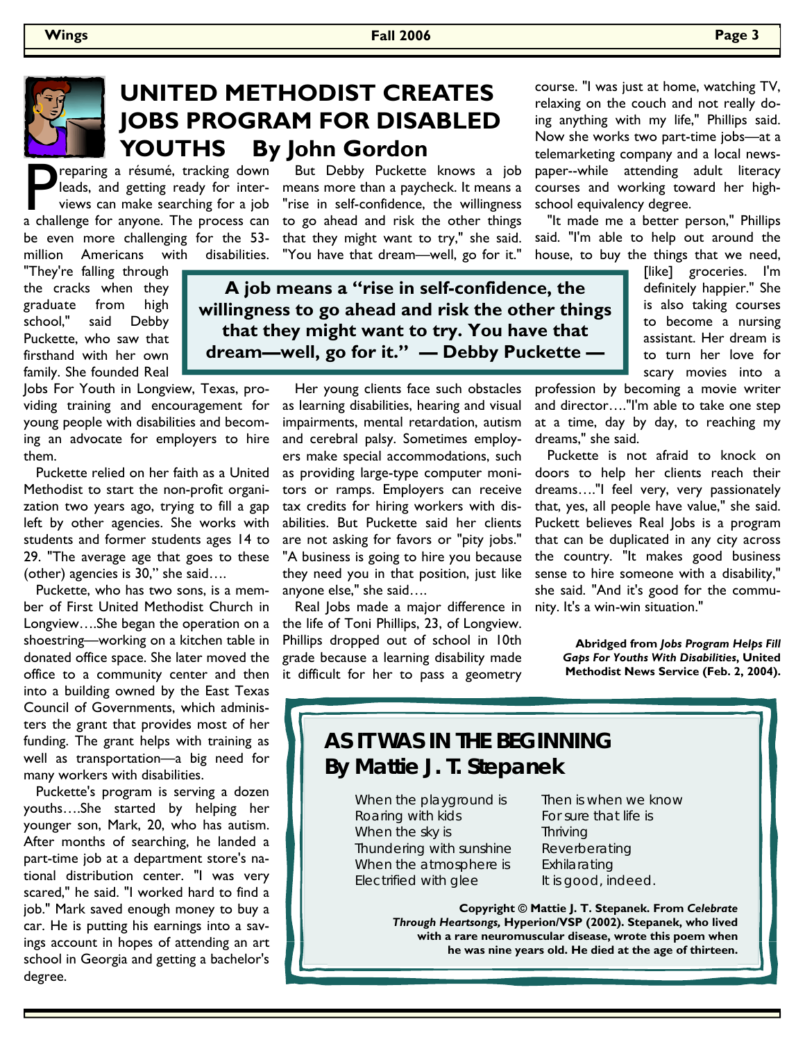# UNITED METHODIST CREATES JOBS PROGRAM FOR DISABLED YOUTHS By John Gordon

Preparing a résumé, tracking down leads, and getting ready for interviews can make searching for a job a challenge for anyone. The process can be even more challenging for the 53-million Americans with disabilities. "They're falling through the cracks when they graduate from high school," said Debby Puckette, who saw that firsthand with her own family. She founded Real Jobs For Youth in Longview, Texas, providing training and encouragement for young people with disabilities and becoming an advocate for employers to hire them.

Puckette relied on her faith as a United Methodist to start the non-profit organization two years ago, trying to fill a gap left by other agencies. She works with students and former students ages 14 to 29. "The average age that goes to these (other) agencies is 30," she said….

Puckette, who has two sons, is a member of First United Methodist Church in Longview….She began the operation on a shoestring—working on a kitchen table in donated office space. She later moved the office to a community center and then into a building owned by the East Texas Council of Governments, which administers the grant that provides most of her funding. The grant helps with training as well as transportation—a big need for many workers with disabilities.

Puckette's program is serving a dozen youths….She started by helping her younger son, Mark, 20, who has autism. After months of searching, he landed a part-time job at a department store's national distribution center. "I was very scared," he said. "I worked hard to find a job." Mark saved enough money to buy a car. He is putting his earnings into a savings account in hopes of attending an art school in Georgia and getting a bachelor's degree.

But Debby Puckette knows a job means more than a paycheck. It means a "rise in self-confidence, the willingness to go ahead and risk the other things that they might want to try," she said. "You have that dream—well, go for it."

> **A job means a "rise in self-confidence, the willingness to go ahead and risk the other things that they might want to try. You have that dream—well, go for it." — Debby Puckette —**

Her young clients face such obstacles as learning disabilities, hearing and visual impairments, mental retardation, autism and cerebral palsy. Sometimes employers make special accommodations, such as providing large-type computer monitors or ramps. Employers can receive tax credits for hiring workers with disabilities. But Puckette said her clients are not asking for favors or "pity jobs." "A business is going to hire you because they need you in that position, just like anyone else," she said….

Real Jobs made a major difference in the life of Toni Phillips, 23, of Longview. Phillips dropped out of school in 10th grade because a learning disability made it difficult for her to pass a geometry course. "I was just at home, watching TV, relaxing on the couch and not really doing anything with my life," Phillips said. Now she works two part-time jobs—at a telemarketing company and a local newspaper--while attending adult literacy courses and working toward her high-school equivalency degree.

"It made me a better person," Phillips said. "I'm able to help out around the house, to buy the things that we need, [like] groceries. I'm definitely happier." She is also taking courses to become a nursing assistant. Her dream is to turn her love for scary movies into a profession by becoming a movie writer and director…."I'm able to take one step at a time, day by day, to reaching my dreams," she said.

Puckette is not afraid to knock on doors to help her clients reach their dreams…."I feel very, very passionately that, yes, all people have value," she said. Puckett believes Real Jobs is a program that can be duplicated in any city across the country. "It makes good business sense to hire someone with a disability," she said. "And it's good for the community. It's a win-win situation."

**Abridged from *Jobs Program Helps Fill Gaps For Youths With Disabilities*, United Methodist News Service (Feb. 2, 2004).**

## AS IT WAS IN THE BEGINNING
## By Mattie J. T. Stepanek

When the playground is
Roaring with kids
When the sky is
Thundering with sunshine
When the atmosphere is
Electrified with glee

Then is when we know
For sure that life is
Thriving
Reverberating
Exhilarating
It is good, indeed.

**Copyright © Mattie J. T. Stepanek. From *Celebrate Through Heartsongs,* Hyperion/VSP (2002). Stepanek, who lived with a rare neuromuscular disease, wrote this poem when he was nine years old. He died at the age of thirteen.**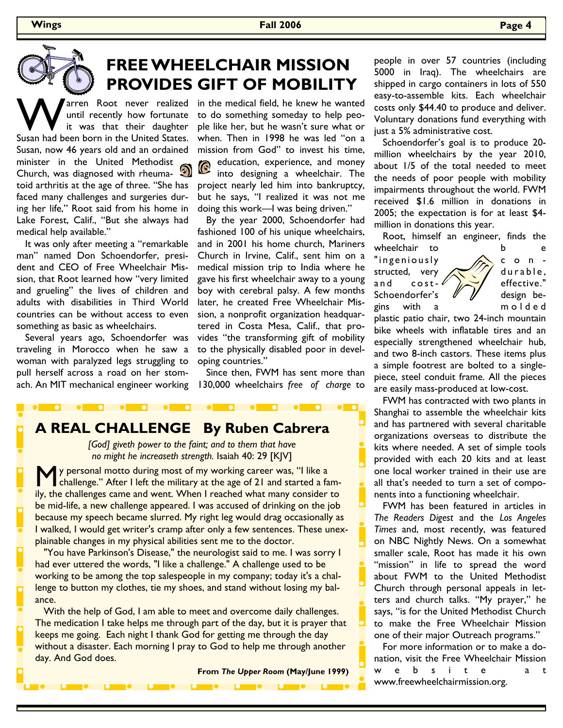# FREE WHEELCHAIR MISSION PROVIDES GIFT OF MOBILITY

Warren Root never realized until recently how fortunate it was that their daughter Susan had been born in the United States. Susan, now 46 years old and an ordained minister in the United Methodist Church, was diagnosed with rheumatoid arthritis at the age of three. "She has faced many challenges and surgeries during her life," Root said from his home in Lake Forest, Calif., "But she always had medical help available."

It was only after meeting a "remarkable man" named Don Schoendorfer, president and CEO of Free Wheelchair Mission, that Root learned how "very limited and grueling" the lives of children and adults with disabilities in Third World countries can be without access to even something as basic as wheelchairs.

Several years ago, Schoendorfer was traveling in Morocco when he saw a woman with paralyzed legs struggling to pull herself across a road on her stomach. An MIT mechanical engineer working in the medical field, he knew he wanted to do something someday to help people like her, but he wasn't sure what or when. Then in 1998 he was led "on a mission from God" to invest his time, education, experience, and money into designing a wheelchair. The project nearly led him into bankruptcy, but he says, "I realized it was not me doing this work—I was being driven."

By the year 2000, Schoendorfer had fashioned 100 of his unique wheelchairs, and in 2001 his home church, Mariners Church in Irvine, Calif., sent him on a medical mission trip to India where he gave his first wheelchair away to a young boy with cerebral palsy. A few months later, he created Free Wheelchair Mission, a nonprofit organization headquartered in Costa Mesa, Calif., that provides "the transforming gift of mobility to the physically disabled poor in developing countries."

Since then, FWM has sent more than 130,000 wheelchairs *free of charge* to people in over 57 countries (including 5000 in Iraq). The wheelchairs are shipped in cargo containers in lots of 550 easy-to-assemble kits. Each wheelchair costs only $44.40 to produce and deliver. Voluntary donations fund everything with just a 5% administrative cost.

Schoendorfer's goal is to produce 20-million wheelchairs by the year 2010, about 1/5 of the total needed to meet the needs of poor people with mobility impairments throughout the world. FWM received $1.6 million in donations in 2005; the expectation is for at least $4-million in donations this year.

Root, himself an engineer, finds the wheelchair to be "ingeniously constructed, very durable, and cost-effective." Schoendorfer's design begins with a molded plastic patio chair, two 24-inch mountain bike wheels with inflatable tires and an especially strengthened wheelchair hub, and two 8-inch castors. These items plus a simple footrest are bolted to a single-piece, steel conduit frame. All the pieces are easily mass-produced at low-cost.

FWM has contracted with two plants in Shanghai to assemble the wheelchair kits and has partnered with several charitable organizations overseas to distribute the kits where needed. A set of simple tools provided with each 20 kits and at least one local worker trained in their use are all that's needed to turn a set of components into a functioning wheelchair.

FWM has been featured in articles in *The Readers Digest* and the *Los Angeles Times* and, most recently, was featured on NBC Nightly News. On a somewhat smaller scale, Root has made it his own "mission" in life to spread the word about FWM to the United Methodist Church through personal appeals in letters and church talks. "My prayer," he says, "is for the United Methodist Church to make the Free Wheelchair Mission one of their major Outreach programs."

For more information or to make a donation, visit the Free Wheelchair Mission website at www.freewheelchairmission.org.

## A REAL CHALLENGE   By Ruben Cabrera

*[God] giveth power to the faint; and to them that have no might he increaseth strength.* Isaiah 40: 29 [KJV]

My personal motto during most of my working career was, "I like a challenge." After I left the military at the age of 21 and started a family, the challenges came and went. When I reached what many consider to be mid-life, a new challenge appeared. I was accused of drinking on the job because my speech became slurred. My right leg would drag occasionally as I walked, I would get writer's cramp after only a few sentences. These unexplainable changes in my physical abilities sent me to the doctor.

"You have Parkinson's Disease," the neurologist said to me. I was sorry I had ever uttered the words, "I like a challenge." A challenge used to be working to be among the top salespeople in my company; today it's a challenge to button my clothes, tie my shoes, and stand without losing my balance.

With the help of God, I am able to meet and overcome daily challenges. The medication I take helps me through part of the day, but it is prayer that keeps me going. Each night I thank God for getting me through the day without a disaster. Each morning I pray to God to help me through another day. And God does.

**From *The Upper Room* (May/June 1999)**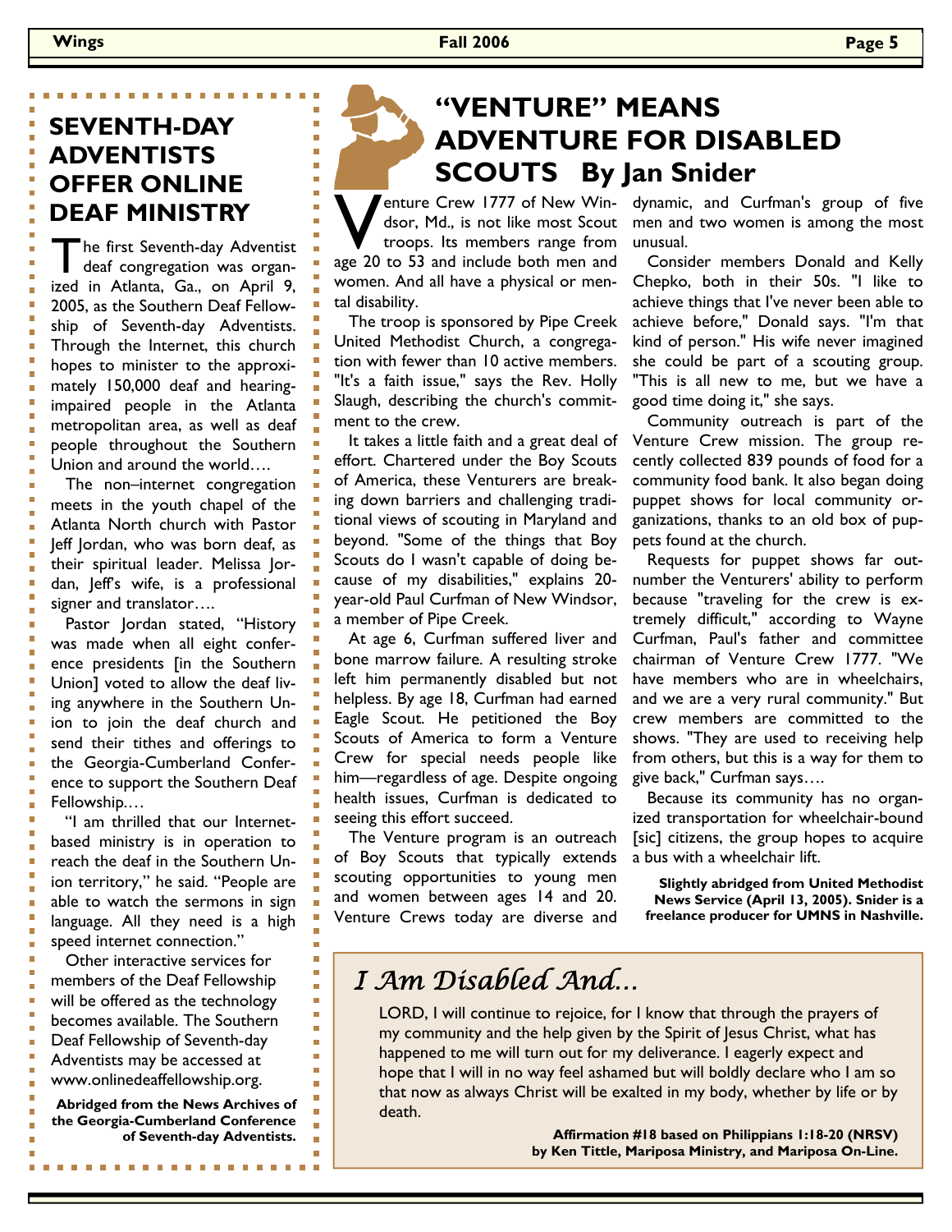## SEVENTH-DAY ADVENTISTS OFFER ONLINE DEAF MINISTRY

The first Seventh-day Adventist deaf congregation was organized in Atlanta, Ga., on April 9, 2005, as the Southern Deaf Fellowship of Seventh-day Adventists. Through the Internet, this church hopes to minister to the approximately 150,000 deaf and hearing-impaired people in the Atlanta metropolitan area, as well as deaf people throughout the Southern Union and around the world….

The non–internet congregation meets in the youth chapel of the Atlanta North church with Pastor Jeff Jordan, who was born deaf, as their spiritual leader. Melissa Jordan, Jeff's wife, is a professional signer and translator….

Pastor Jordan stated, "History was made when all eight conference presidents [in the Southern Union] voted to allow the deaf living anywhere in the Southern Union to join the deaf church and send their tithes and offerings to the Georgia-Cumberland Conference to support the Southern Deaf Fellowship.…

"I am thrilled that our Internet-based ministry is in operation to reach the deaf in the Southern Union territory," he said. "People are able to watch the sermons in sign language. All they need is a high speed internet connection."

Other interactive services for members of the Deaf Fellowship will be offered as the technology becomes available. The Southern Deaf Fellowship of Seventh-day Adventists may be accessed at www.onlinedeaffellowship.org.

**Abridged from the News Archives of the Georgia-Cumberland Conference of Seventh-day Adventists.**

## "VENTURE" MEANS ADVENTURE FOR DISABLED SCOUTS By Jan Snider

Venture Crew 1777 of New Windsor, Md., is not like most Scout troops. Its members range from age 20 to 53 and include both men and women. And all have a physical or mental disability.

The troop is sponsored by Pipe Creek United Methodist Church, a congregation with fewer than 10 active members. "It's a faith issue," says the Rev. Holly Slaugh, describing the church's commitment to the crew.

It takes a little faith and a great deal of effort. Chartered under the Boy Scouts of America, these Venturers are breaking down barriers and challenging traditional views of scouting in Maryland and beyond. "Some of the things that Boy Scouts do I wasn't capable of doing because of my disabilities," explains 20-year-old Paul Curfman of New Windsor, a member of Pipe Creek.

At age 6, Curfman suffered liver and bone marrow failure. A resulting stroke left him permanently disabled but not helpless. By age 18, Curfman had earned Eagle Scout. He petitioned the Boy Scouts of America to form a Venture Crew for special needs people like him—regardless of age. Despite ongoing health issues, Curfman is dedicated to seeing this effort succeed.

The Venture program is an outreach of Boy Scouts that typically extends scouting opportunities to young men and women between ages 14 and 20. Venture Crews today are diverse and dynamic, and Curfman's group of five men and two women is among the most unusual.

Consider members Donald and Kelly Chepko, both in their 50s. "I like to achieve things that I've never been able to achieve before," Donald says. "I'm that kind of person." His wife never imagined she could be part of a scouting group. "This is all new to me, but we have a good time doing it," she says.

Community outreach is part of the Venture Crew mission. The group recently collected 839 pounds of food for a community food bank. It also began doing puppet shows for local community organizations, thanks to an old box of puppets found at the church.

Requests for puppet shows far outnumber the Venturers' ability to perform because "traveling for the crew is extremely difficult," according to Wayne Curfman, Paul's father and committee chairman of Venture Crew 1777. "We have members who are in wheelchairs, and we are a very rural community." But crew members are committed to the shows. "They are used to receiving help from others, but this is a way for them to give back," Curfman says….

Because its community has no organized transportation for wheelchair-bound [sic] citizens, the group hopes to acquire a bus with a wheelchair lift.

**Slightly abridged from United Methodist News Service (April 13, 2005). Snider is a freelance producer for UMNS in Nashville.**

## *I Am Disabled And…*

LORD, I will continue to rejoice, for I know that through the prayers of my community and the help given by the Spirit of Jesus Christ, what has happened to me will turn out for my deliverance. I eagerly expect and hope that I will in no way feel ashamed but will boldly declare who I am so that now as always Christ will be exalted in my body, whether by life or by death.

**Affirmation #18 based on Philippians 1:18-20 (NRSV) by Ken Tittle, Mariposa Ministry, and Mariposa On-Line.**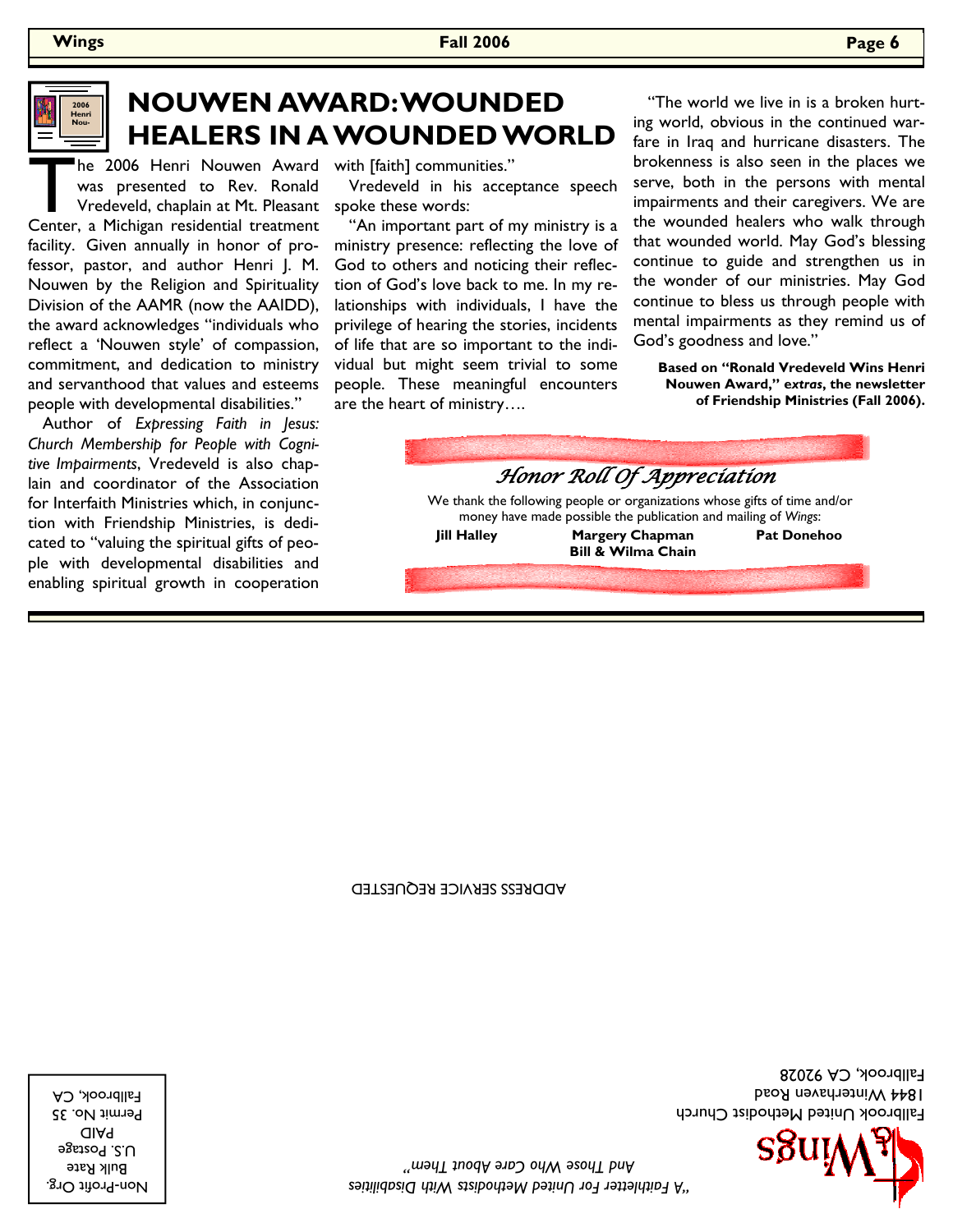# NOUWEN AWARD: WOUNDED HEALERS IN A WOUNDED WORLD

The 2006 Henri Nouwen Award was presented to Rev. Ronald Vredeveld, chaplain at Mt. Pleasant Center, a Michigan residential treatment facility. Given annually in honor of professor, pastor, and author Henri J. M. Nouwen by the Religion and Spirituality Division of the AAMR (now the AAIDD), the award acknowledges "individuals who reflect a 'Nouwen style' of compassion, commitment, and dedication to ministry and servanthood that values and esteems people with developmental disabilities."

Author of *Expressing Faith in Jesus: Church Membership for People with Cognitive Impairments*, Vredeveld is also chaplain and coordinator of the Association for Interfaith Ministries which, in conjunction with Friendship Ministries, is dedicated to "valuing the spiritual gifts of people with developmental disabilities and enabling spiritual growth in cooperation with [faith] communities."

Vredeveld in his acceptance speech spoke these words:

"An important part of my ministry is a ministry presence: reflecting the love of God to others and noticing their reflection of God's love back to me. In my relationships with individuals, I have the privilege of hearing the stories, incidents of life that are so important to the individual but might seem trivial to some people. These meaningful encounters are the heart of ministry….

"The world we live in is a broken hurting world, obvious in the continued warfare in Iraq and hurricane disasters. The brokenness is also seen in the places we serve, both in the persons with mental impairments and their caregivers. We are the wounded healers who walk through that wounded world. May God's blessing continue to guide and strengthen us in the wonder of our ministries. May God continue to bless us through people with mental impairments as they remind us of God's goodness and love."

**Based on "Ronald Vredeveld Wins Henri Nouwen Award," *extras*, the newsletter of Friendship Ministries (Fall 2006).**

## *Honor Roll Of Appreciation*

We thank the following people or organizations whose gifts of time and/or money have made possible the publication and mailing of *Wings*:

**Jill Halley** **Margery Chapman** **Pat Donehoo**
**Bill & Wilma Chain**

ADDRESS SERVICE REQUESTED

Wings

*"A Faithletter For United Methodists With Disabilities And Those Who Care About Them"*

Fallbrook United Methodist Church
1844 Winterhaven Road
Fallbrook, CA 92028

Non-Profit Org.
Bulk Rate
U.S. Postage
PAID
Permit No. 35
Fallbrook, CA